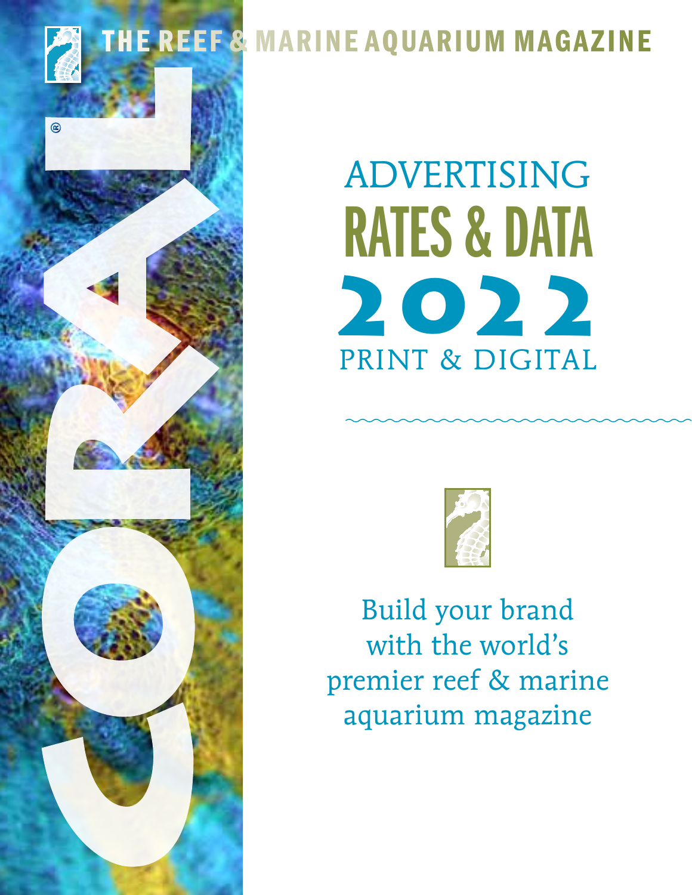# CORAL®

THE REEF & MARINE AQUARIUM MAGAZINE

# ADVERTISING RATES & DATA 2022

## PRINT & DIGITAL

Build your brand with the world's premier reef & marine aquarium magazine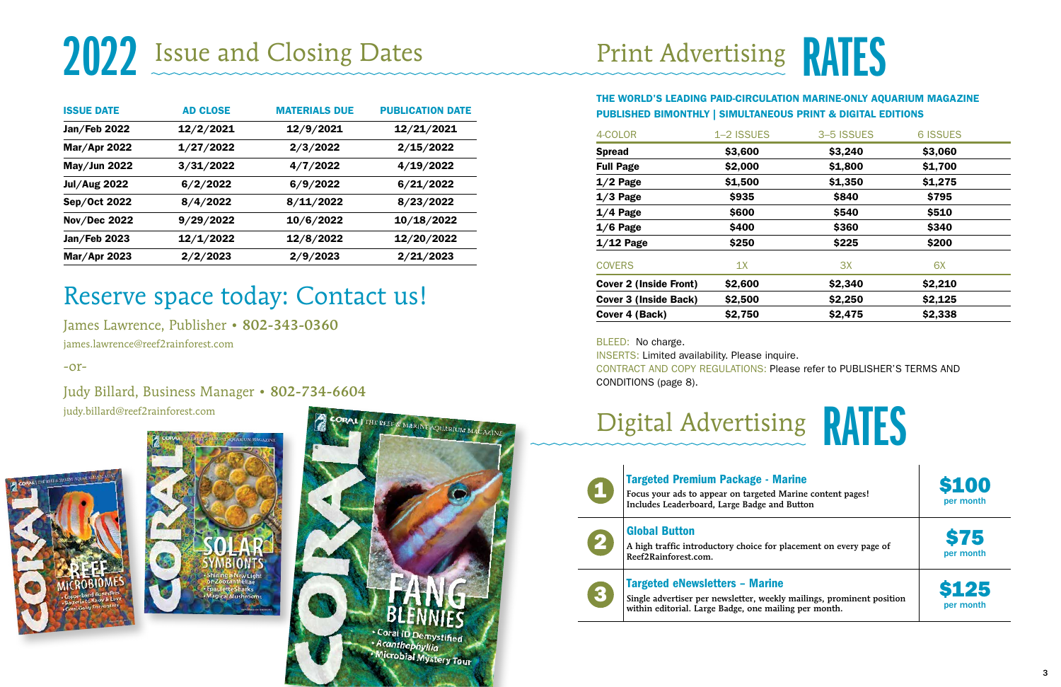# 2022 Issue and Closing Dates

| ISSUE DATE | AD CLOSE | MATERIALS DUE | PUBLICATION DATE |
|---|---|---|---|
| Jan/Feb 2022 | 12/2/2021 | 12/9/2021 | 12/21/2021 |
| Mar/Apr 2022 | 1/27/2022 | 2/3/2022 | 2/15/2022 |
| May/Jun 2022 | 3/31/2022 | 4/7/2022 | 4/19/2022 |
| Jul/Aug 2022 | 6/2/2022 | 6/9/2022 | 6/21/2022 |
| Sep/Oct 2022 | 8/4/2022 | 8/11/2022 | 8/23/2022 |
| Nov/Dec 2022 | 9/29/2022 | 10/6/2022 | 10/18/2022 |
| Jan/Feb 2023 | 12/1/2022 | 12/8/2022 | 12/20/2022 |
| Mar/Apr 2023 | 2/2/2023 | 2/9/2023 | 2/21/2023 |

## Reserve space today: Contact us!

James Lawrence, Publisher • **802-343-0360**

james.lawrence@reef2rainforest.com

-or-

Judy Billard, Business Manager • **802-734-6604**

judy.billard@reef2rainforest.com

# Print Advertising RATES

**THE WORLD'S LEADING PAID-CIRCULATION MARINE-ONLY AQUARIUM MAGAZINE**
**PUBLISHED BIMONTHLY | SIMULTANEOUS PRINT & DIGITAL EDITIONS**

| 4-COLOR | 1–2 ISSUES | 3–5 ISSUES | 6 ISSUES |
|---|---|---|---|
| Spread | $3,600 | $3,240 | $3,060 |
| Full Page | $2,000 | $1,800 | $1,700 |
| 1/2 Page | $1,500 | $1,350 | $1,275 |
| 1/3 Page | $935 | $840 | $795 |
| 1/4 Page | $600 | $540 | $510 |
| 1/6 Page | $400 | $360 | $340 |
| 1/12 Page | $250 | $225 | $200 |
| COVERS | 1X | 3X | 6X |
| Cover 2 (Inside Front) | $2,600 | $2,340 | $2,210 |
| Cover 3 (Inside Back) | $2,500 | $2,250 | $2,125 |
| Cover 4 (Back) | $2,750 | $2,475 | $2,338 |

BLEED: No charge.
INSERTS: Limited availability. Please inquire.
CONTRACT AND COPY REGULATIONS: Please refer to PUBLISHER'S TERMS AND CONDITIONS (page 8).

# Digital Advertising RATES

| | Package | Rate |
|---|---|---|
| 1 | **Targeted Premium Package - Marine** Focus your ads to appear on targeted Marine content pages! Includes Leaderboard, Large Badge and Button | **$100** per month |
| 2 | **Global Button** A high traffic introductory choice for placement on every page of Reef2Rainforest.com. | **$75** per month |
| 3 | **Targeted eNewsletters – Marine** Single advertiser per newsletter, weekly mailings, prominent position within editorial. Large Badge, one mailing per month. | **$125** per month |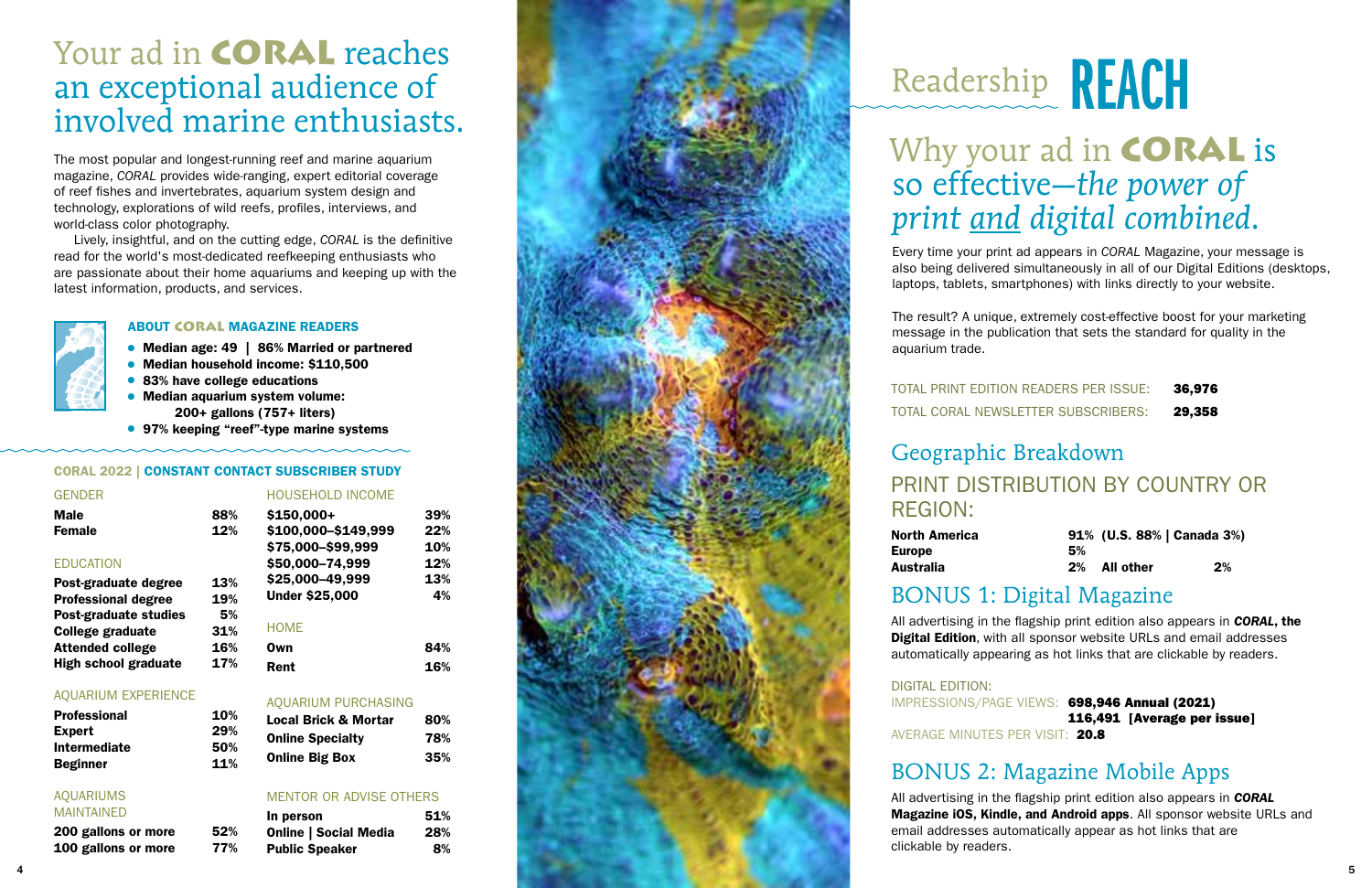# Your ad in CORAL reaches an exceptional audience of involved marine enthusiasts.

The most popular and longest-running reef and marine aquarium magazine, *CORAL* provides wide-ranging, expert editorial coverage of reef fishes and invertebrates, aquarium system design and technology, explorations of wild reefs, profiles, interviews, and world-class color photography.

Lively, insightful, and on the cutting edge, *CORAL* is the definitive read for the world's most-dedicated reefkeeping enthusiasts who are passionate about their home aquariums and keeping up with the latest information, products, and services.

### ABOUT CORAL MAGAZINE READERS

- **Median age: 49 | 86% Married or partnered**
- **Median household income: $110,500**
- **83% have college educations**
- **Median aquarium system volume: 200+ gallons (757+ liters)**
- **97% keeping "reef"-type marine systems**

### CORAL 2022 | CONSTANT CONTACT SUBSCRIBER STUDY

**GENDER**

| | |
|---|---|
| **Male** | **88%** |
| **Female** | **12%** |

**EDUCATION**

| | |
|---|---|
| **Post-graduate degree** | **13%** |
| **Professional degree** | **19%** |
| **Post-graduate studies** | **5%** |
| **College graduate** | **31%** |
| **Attended college** | **16%** |
| **High school graduate** | **17%** |

**AQUARIUM EXPERIENCE**

| | |
|---|---|
| **Professional** | **10%** |
| **Expert** | **29%** |
| **Intermediate** | **50%** |
| **Beginner** | **11%** |

**AQUARIUMS MAINTAINED**

| | |
|---|---|
| **200 gallons or more** | **52%** |
| **100 gallons or more** | **77%** |

**HOUSEHOLD INCOME**

| | |
|---|---|
| **$150,000+** | **39%** |
| **$100,000–$149,999** | **22%** |
| **$75,000–$99,999** | **10%** |
| **$50,000–74,999** | **12%** |
| **$25,000–49,999** | **13%** |
| **Under $25,000** | **4%** |

**HOME**

| | |
|---|---|
| **Own** | **84%** |
| **Rent** | **16%** |

**AQUARIUM PURCHASING**

| | |
|---|---|
| **Local Brick & Mortar** | **80%** |
| **Online Specialty** | **78%** |
| **Online Big Box** | **35%** |

**MENTOR OR ADVISE OTHERS**

| | |
|---|---|
| **In person** | **51%** |
| **Online \| Social Media** | **28%** |
| **Public Speaker** | **8%** |

# Readership REACH

## Why your ad in CORAL is so effective—*the power of print and digital combined.*

Every time your print ad appears in *CORAL* Magazine, your message is also being delivered simultaneously in all of our Digital Editions (desktops, laptops, tablets, smartphones) with links directly to your website.

The result? A unique, extremely cost-effective boost for your marketing message in the publication that sets the standard for quality in the aquarium trade.

| | |
|---|---|
| TOTAL PRINT EDITION READERS PER ISSUE: | **36,976** |
| TOTAL CORAL NEWSLETTER SUBSCRIBERS: | **29,358** |

## Geographic Breakdown

### PRINT DISTRIBUTION BY COUNTRY OR REGION:

| | | | |
|---|---|---|---|
| **North America** | **91% (U.S. 88% \| Canada 3%)** | | |
| **Europe** | **5%** | | |
| **Australia** | **2%** | **All other** | **2%** |

## BONUS 1: Digital Magazine

All advertising in the flagship print edition also appears in ***CORAL*, the Digital Edition**, with all sponsor website URLs and email addresses automatically appearing as hot links that are clickable by readers.

DIGITAL EDITION:
IMPRESSIONS/PAGE VIEWS: **698,946 Annual (2021)**
**116,491 [Average per issue]**
AVERAGE MINUTES PER VISIT: **20.8**

## BONUS 2: Magazine Mobile Apps

All advertising in the flagship print edition also appears in ***CORAL* Magazine iOS, Kindle, and Android apps**. All sponsor website URLs and email addresses automatically appear as hot links that are clickable by readers.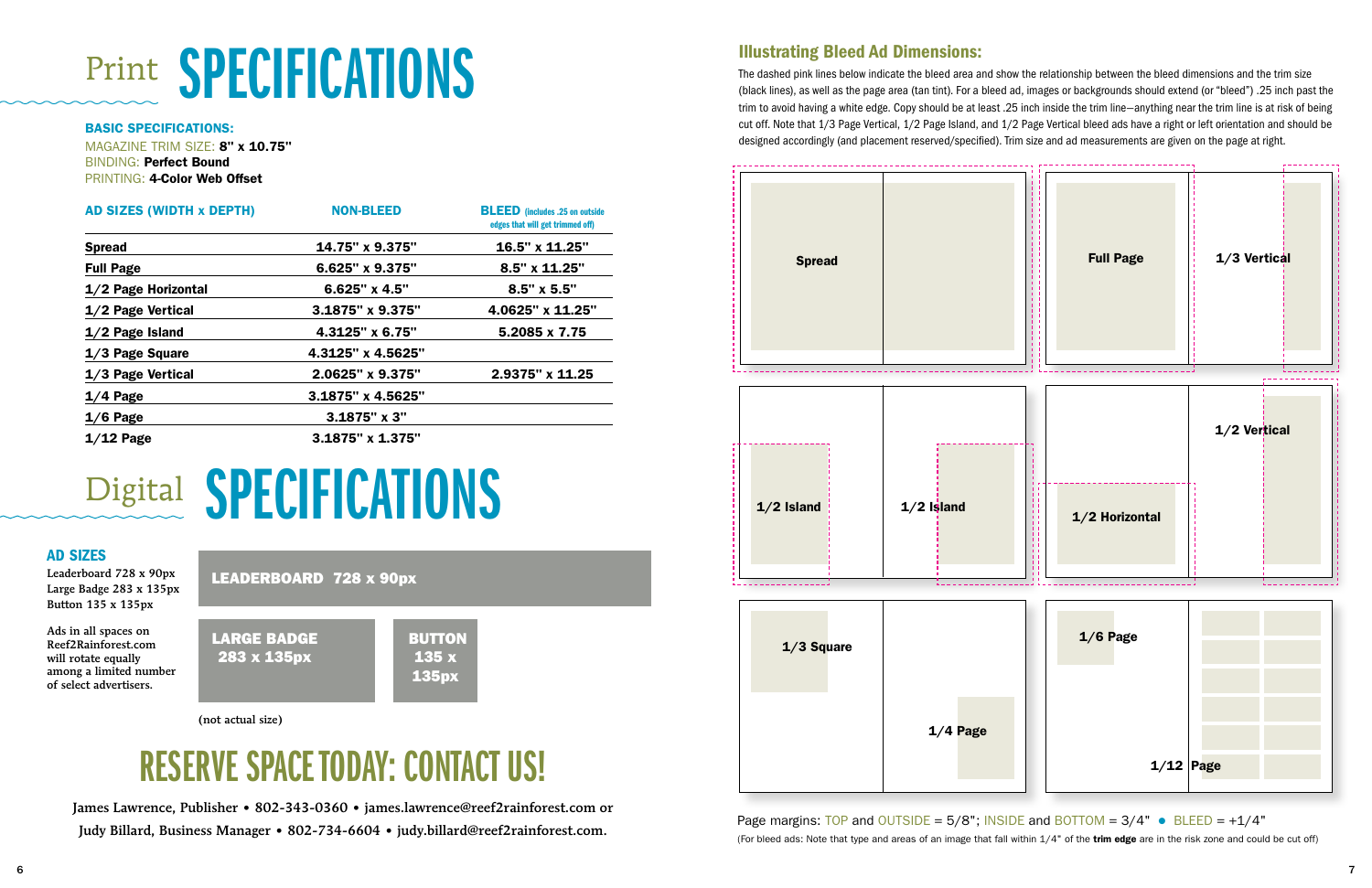# Print SPECIFICATIONS

**BASIC SPECIFICATIONS:**

MAGAZINE TRIM SIZE: **8" x 10.75"**
BINDING: **Perfect Bound**
PRINTING: **4-Color Web Offset**

| AD SIZES (WIDTH x DEPTH) | NON-BLEED | BLEED (includes .25 on outside edges that will get trimmed off) |
|---|---|---|
| **Spread** | 14.75" x 9.375" | 16.5" x 11.25" |
| **Full Page** | 6.625" x 9.375" | 8.5" x 11.25" |
| **1/2 Page Horizontal** | 6.625" x 4.5" | 8.5" x 5.5" |
| **1/2 Page Vertical** | 3.1875" x 9.375" | 4.0625" x 11.25" |
| **1/2 Page Island** | 4.3125" x 6.75" | 5.2085 x 7.75 |
| **1/3 Page Square** | 4.3125" x 4.5625" | |
| **1/3 Page Vertical** | 2.0625" x 9.375" | 2.9375" x 11.25 |
| **1/4 Page** | 3.1875" x 4.5625" | |
| **1/6 Page** | 3.1875" x 3" | |
| **1/12 Page** | 3.1875" x 1.375" | |

# Digital SPECIFICATIONS

**AD SIZES**

Leaderboard 728 x 90px
Large Badge 283 x 135px
Button 135 x 135px

Ads in all spaces on Reef2Rainforest.com will rotate equally among a limited number of select advertisers.

LEADERBOARD 728 x 90px

LARGE BADGE 283 x 135px

BUTTON 135 x 135px

(not actual size)

## RESERVE SPACE TODAY: CONTACT US!

James Lawrence, Publisher • 802-343-0360 • james.lawrence@reef2rainforest.com or
Judy Billard, Business Manager • 802-734-6604 • judy.billard@reef2rainforest.com.

## Illustrating Bleed Ad Dimensions:

The dashed pink lines below indicate the bleed area and show the relationship between the bleed dimensions and the trim size (black lines), as well as the page area (tan tint). For a bleed ad, images or backgrounds should extend (or "bleed") .25 inch past the trim to avoid having a white edge. Copy should be at least .25 inch inside the trim line—anything near the trim line is at risk of being cut off. Note that 1/3 Page Vertical, 1/2 Page Island, and 1/2 Page Vertical bleed ads have a right or left orientation and should be designed accordingly (and placement reserved/specified). Trim size and ad measurements are given on the page at right.

Spread | Full Page | 1/3 Vertical | 1/2 Island | 1/2 Island | 1/2 Horizontal | 1/2 Vertical | 1/3 Square | 1/4 Page | 1/6 Page | 1/12 Page

Page margins: TOP and OUTSIDE = 5/8"; INSIDE and BOTTOM = 3/4" • BLEED = +1/4"

(For bleed ads: Note that type and areas of an image that fall within 1/4" of the **trim edge** are in the risk zone and could be cut off)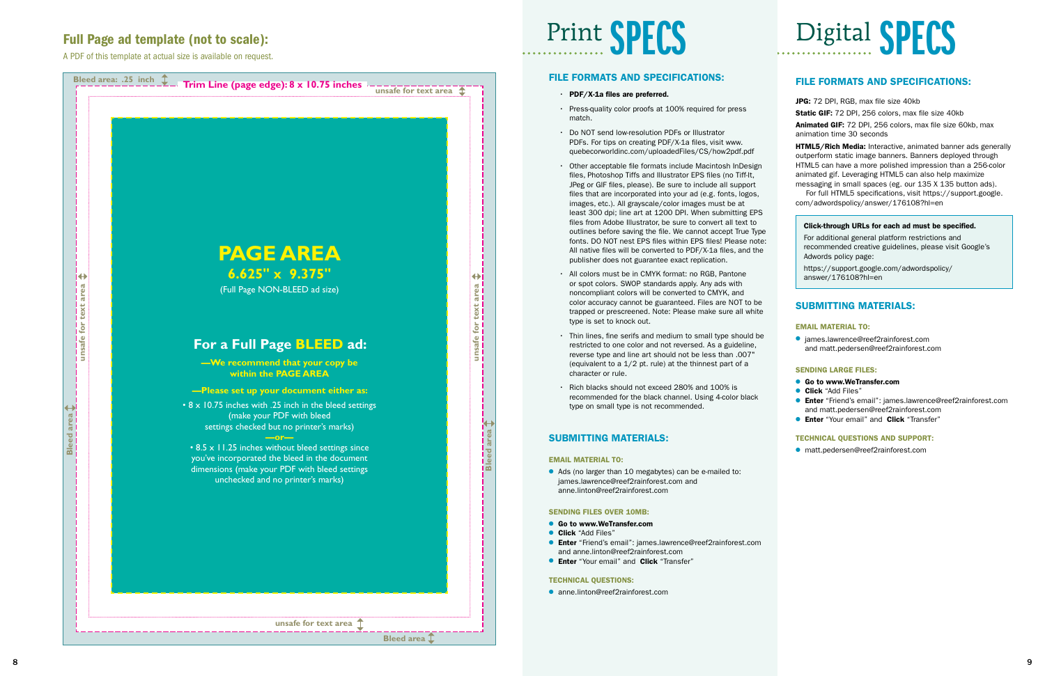## Full Page ad template (not to scale):

A PDF of this template at actual size is available on request.

Bleed area: .25 inch

Trim Line (page edge): 8 x 10.75 inches

unsafe for text area

# PAGE AREA

**6.625" x 9.375"**

(Full Page NON-BLEED ad size)

## For a Full Page BLEED ad:

**—We recommend that your copy be within the PAGE AREA**

**—Please set up your document either as:**

• 8 x 10.75 inches with .25 inch in the bleed settings (make your PDF with bleed settings checked but no printer's marks)

**—or—**

• 8.5 x 11.25 inches without bleed settings since you've incorporated the bleed in the document dimensions (make your PDF with bleed settings unchecked and no printer's marks)

unsafe for text area

Bleed area

# Print SPECS

## FILE FORMATS AND SPECIFICATIONS:

- **PDF/X-1a files are preferred.**
- Press-quality color proofs at 100% required for press match.
- Do NOT send low-resolution PDFs or Illustrator PDFs. For tips on creating PDF/X-1a files, visit www.quebecorworldinc.com/uploadedFiles/CS/how2pdf.pdf
- Other acceptable file formats include Macintosh InDesign files, Photoshop Tiffs and Illustrator EPS files (no Tiff-It, JPeg or GIF files, please). Be sure to include all support files that are incorporated into your ad (e.g. fonts, logos, images, etc.). All grayscale/color images must be at least 300 dpi; line art at 1200 DPI. When submitting EPS files from Adobe Illustrator, be sure to convert all text to outlines before saving the file. We cannot accept True Type fonts. DO NOT nest EPS files within EPS files! Please note: All native files will be converted to PDF/X-1a files, and the publisher does not guarantee exact replication.
- All colors must be in CMYK format: no RGB, Pantone or spot colors. SWOP standards apply. Any ads with noncompliant colors will be converted to CMYK, and color accuracy cannot be guaranteed. Files are NOT to be trapped or prescreened. Note: Please make sure all white type is set to knock out.
- Thin lines, fine serifs and medium to small type should be restricted to one color and not reversed. As a guideline, reverse type and line art should not be less than .007" (equivalent to a 1/2 pt. rule) at the thinnest part of a character or rule.
- Rich blacks should not exceed 280% and 100% is recommended for the black channel. Using 4-color black type on small type is not recommended.

## SUBMITTING MATERIALS:

### EMAIL MATERIAL TO:

- Ads (no larger than 10 megabytes) can be e-mailed to: james.lawrence@reef2rainforest.com and anne.linton@reef2rainforest.com

### SENDING FILES OVER 10MB:

- **Go to www.WeTransfer.com**
- **Click** "Add Files"
- **Enter** "Friend's email": james.lawrence@reef2rainforest.com and anne.linton@reef2rainforest.com
- **Enter** "Your email" and **Click** "Transfer"

### TECHNICAL QUESTIONS:

- anne.linton@reef2rainforest.com

# Digital SPECS

## FILE FORMATS AND SPECIFICATIONS:

**JPG:** 72 DPI, RGB, max file size 40kb

**Static GIF:** 72 DPI, 256 colors, max file size 40kb

**Animated GIF:** 72 DPI, 256 colors, max file size 60kb, max animation time 30 seconds

**HTML5/Rich Media:** Interactive, animated banner ads generally outperform static image banners. Banners deployed through HTML5 can have a more polished impression than a 256-color animated gif. Leveraging HTML5 can also help maximize messaging in small spaces (eg. our 135 X 135 button ads).
For full HTML5 specifications, visit https://support.google.com/adwordspolicy/answer/176108?hl=en

**Click-through URLs for each ad must be specified.**

For additional general platform restrictions and recommended creative guidelines, please visit Google's Adwords policy page:

https://support.google.com/adwordspolicy/answer/176108?hl=en

## SUBMITTING MATERIALS:

### EMAIL MATERIAL TO:

- james.lawrence@reef2rainforest.com and matt.pedersen@reef2rainforest.com

### SENDING LARGE FILES:

- **Go to www.WeTransfer.com**
- **Click** "Add Files"
- **Enter** "Friend's email": james.lawrence@reef2rainforest.com and matt.pedersen@reef2rainforest.com
- **Enter** "Your email" and **Click** "Transfer"

### TECHNICAL QUESTIONS AND SUPPORT:

- matt.pedersen@reef2rainforest.com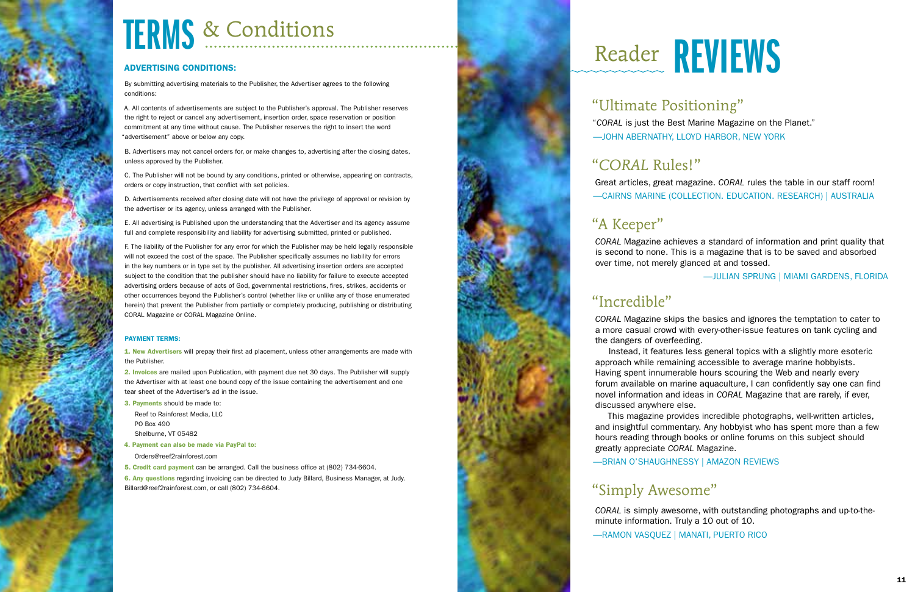# TERMS & Conditions

## ADVERTISING CONDITIONS:

By submitting advertising materials to the Publisher, the Advertiser agrees to the following conditions:

A. All contents of advertisements are subject to the Publisher's approval. The Publisher reserves the right to reject or cancel any advertisement, insertion order, space reservation or position commitment at any time without cause. The Publisher reserves the right to insert the word "advertisement" above or below any copy.

B. Advertisers may not cancel orders for, or make changes to, advertising after the closing dates, unless approved by the Publisher.

C. The Publisher will not be bound by any conditions, printed or otherwise, appearing on contracts, orders or copy instruction, that conflict with set policies.

D. Advertisements received after closing date will not have the privilege of approval or revision by the advertiser or its agency, unless arranged with the Publisher.

E. All advertising is Published upon the understanding that the Advertiser and its agency assume full and complete responsibility and liability for advertising submitted, printed or published.

F. The liability of the Publisher for any error for which the Publisher may be held legally responsible will not exceed the cost of the space. The Publisher specifically assumes no liability for errors in the key numbers or in type set by the publisher. All advertising insertion orders are accepted subject to the condition that the publisher should have no liability for failure to execute accepted advertising orders because of acts of God, governmental restrictions, fires, strikes, accidents or other occurrences beyond the Publisher's control (whether like or unlike any of those enumerated herein) that prevent the Publisher from partially or completely producing, publishing or distributing CORAL Magazine or CORAL Magazine Online.

### PAYMENT TERMS:

**1. New Advertisers** will prepay their first ad placement, unless other arrangements are made with the Publisher.

**2. Invoices** are mailed upon Publication, with payment due net 30 days. The Publisher will supply the Advertiser with at least one bound copy of the issue containing the advertisement and one tear sheet of the Advertiser's ad in the issue.

**3. Payments** should be made to:
Reef to Rainforest Media, LLC
PO Box 490
Shelburne, VT 05482

**4. Payment can also be made via PayPal to:**
Orders@reef2rainforest.com

**5. Credit card payment** can be arranged. Call the business office at (802) 734-6604.

**6. Any questions** regarding invoicing can be directed to Judy Billard, Business Manager, at Judy.Billard@reef2rainforest.com, or call (802) 734-6604.

# Reader REVIEWS

## "Ultimate Positioning"

"*CORAL* is just the Best Marine Magazine on the Planet."

—JOHN ABERNATHY, LLOYD HARBOR, NEW YORK

## "*CORAL* Rules!"

Great articles, great magazine. *CORAL* rules the table in our staff room!

—CAIRNS MARINE (COLLECTION. EDUCATION. RESEARCH) | AUSTRALIA

## "A Keeper"

*CORAL* Magazine achieves a standard of information and print quality that is second to none. This is a magazine that is to be saved and absorbed over time, not merely glanced at and tossed.

—JULIAN SPRUNG | MIAMI GARDENS, FLORIDA

## "Incredible"

*CORAL* Magazine skips the basics and ignores the temptation to cater to a more casual crowd with every-other-issue features on tank cycling and the dangers of overfeeding.

Instead, it features less general topics with a slightly more esoteric approach while remaining accessible to average marine hobbyists. Having spent innumerable hours scouring the Web and nearly every forum available on marine aquaculture, I can confidently say one can find novel information and ideas in *CORAL* Magazine that are rarely, if ever, discussed anywhere else.

This magazine provides incredible photographs, well-written articles, and insightful commentary. Any hobbyist who has spent more than a few hours reading through books or online forums on this subject should greatly appreciate *CORAL* Magazine.

—BRIAN O'SHAUGHNESSY | AMAZON REVIEWS

## "Simply Awesome"

*CORAL* is simply awesome, with outstanding photographs and up-to-the-minute information. Truly a 10 out of 10.

—RAMON VASQUEZ | MANATI, PUERTO RICO